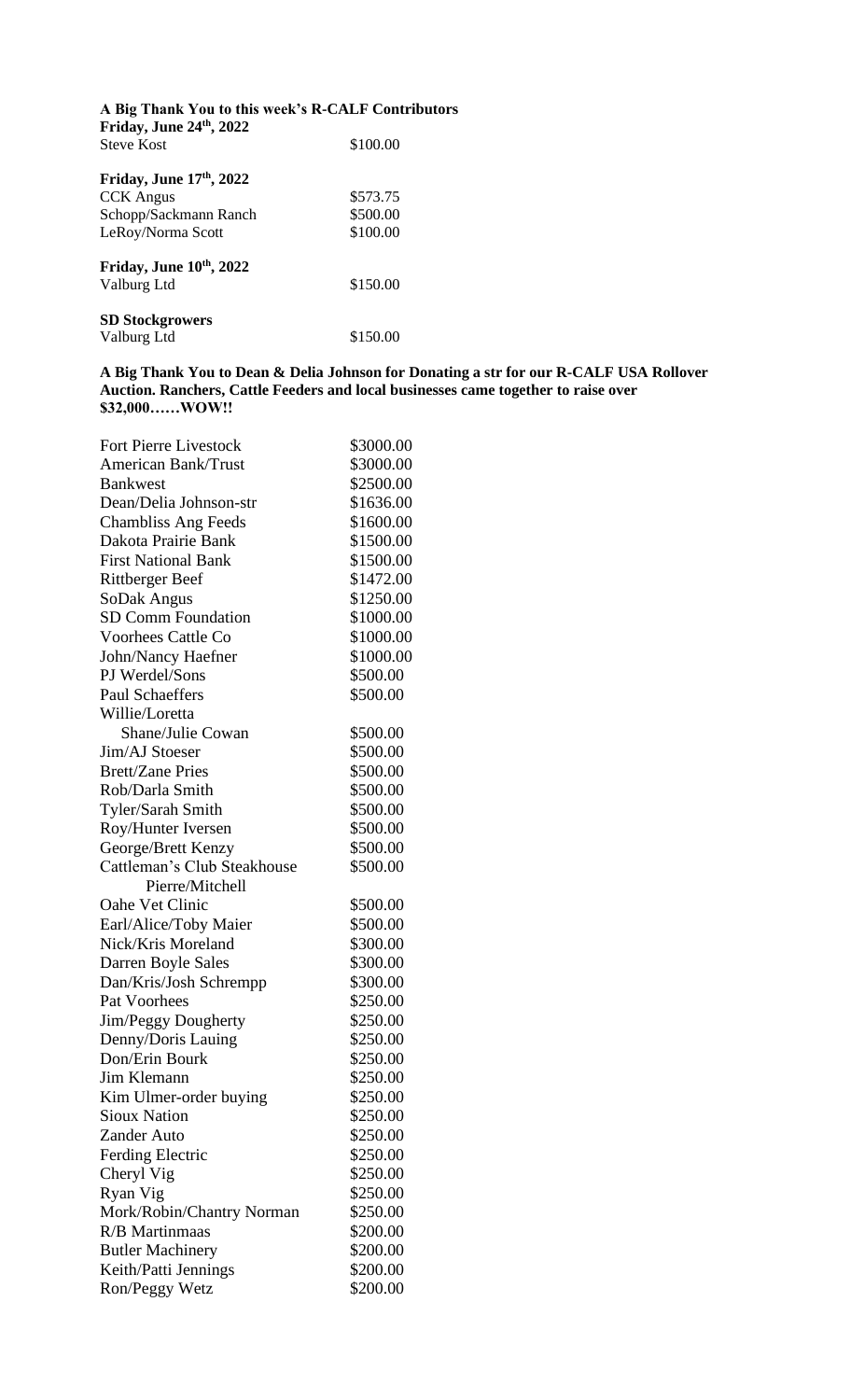**A Big Thank You to this week's R-CALF Contributors**

**Friday, June 24th, 2022**

| | |
|---|---|
| Steve Kost | \$100.00 |

**Friday, June 17th, 2022**

| | |
|---|---|
| CCK Angus | \$573.75 |
| Schopp/Sackmann Ranch | \$500.00 |
| LeRoy/Norma Scott | \$100.00 |

**Friday, June 10th, 2022**

| | |
|---|---|
| Valburg Ltd | \$150.00 |

**SD Stockgrowers**

| | |
|---|---|
| Valburg Ltd | \$150.00 |

**A Big Thank You to Dean & Delia Johnson for Donating a str for our R-CALF USA Rollover Auction. Ranchers, Cattle Feeders and local businesses came together to raise over \$32,000……WOW!!**

| | |
|---|---|
| Fort Pierre Livestock | \$3000.00 |
| American Bank/Trust | \$3000.00 |
| Bankwest | \$2500.00 |
| Dean/Delia Johnson-str | \$1636.00 |
| Chambliss Ang Feeds | \$1600.00 |
| Dakota Prairie Bank | \$1500.00 |
| First National Bank | \$1500.00 |
| Rittberger Beef | \$1472.00 |
| SoDak Angus | \$1250.00 |
| SD Comm Foundation | \$1000.00 |
| Voorhees Cattle Co | \$1000.00 |
| John/Nancy Haefner | \$1000.00 |
| PJ Werdel/Sons | \$500.00 |
| Paul Schaeffers | \$500.00 |
| Willie/Loretta Shane/Julie Cowan | \$500.00 |
| Jim/AJ Stoeser | \$500.00 |
| Brett/Zane Pries | \$500.00 |
| Rob/Darla Smith | \$500.00 |
| Tyler/Sarah Smith | \$500.00 |
| Roy/Hunter Iversen | \$500.00 |
| George/Brett Kenzy | \$500.00 |
| Cattleman's Club Steakhouse Pierre/Mitchell | \$500.00 |
| Oahe Vet Clinic | \$500.00 |
| Earl/Alice/Toby Maier | \$500.00 |
| Nick/Kris Moreland | \$300.00 |
| Darren Boyle Sales | \$300.00 |
| Dan/Kris/Josh Schrempp | \$300.00 |
| Pat Voorhees | \$250.00 |
| Jim/Peggy Dougherty | \$250.00 |
| Denny/Doris Lauing | \$250.00 |
| Don/Erin Bourk | \$250.00 |
| Jim Klemann | \$250.00 |
| Kim Ulmer-order buying | \$250.00 |
| Sioux Nation | \$250.00 |
| Zander Auto | \$250.00 |
| Ferding Electric | \$250.00 |
| Cheryl Vig | \$250.00 |
| Ryan Vig | \$250.00 |
| Mork/Robin/Chantry Norman | \$250.00 |
| R/B Martinmaas | \$200.00 |
| Butler Machinery | \$200.00 |
| Keith/Patti Jennings | \$200.00 |
| Ron/Peggy Wetz | \$200.00 |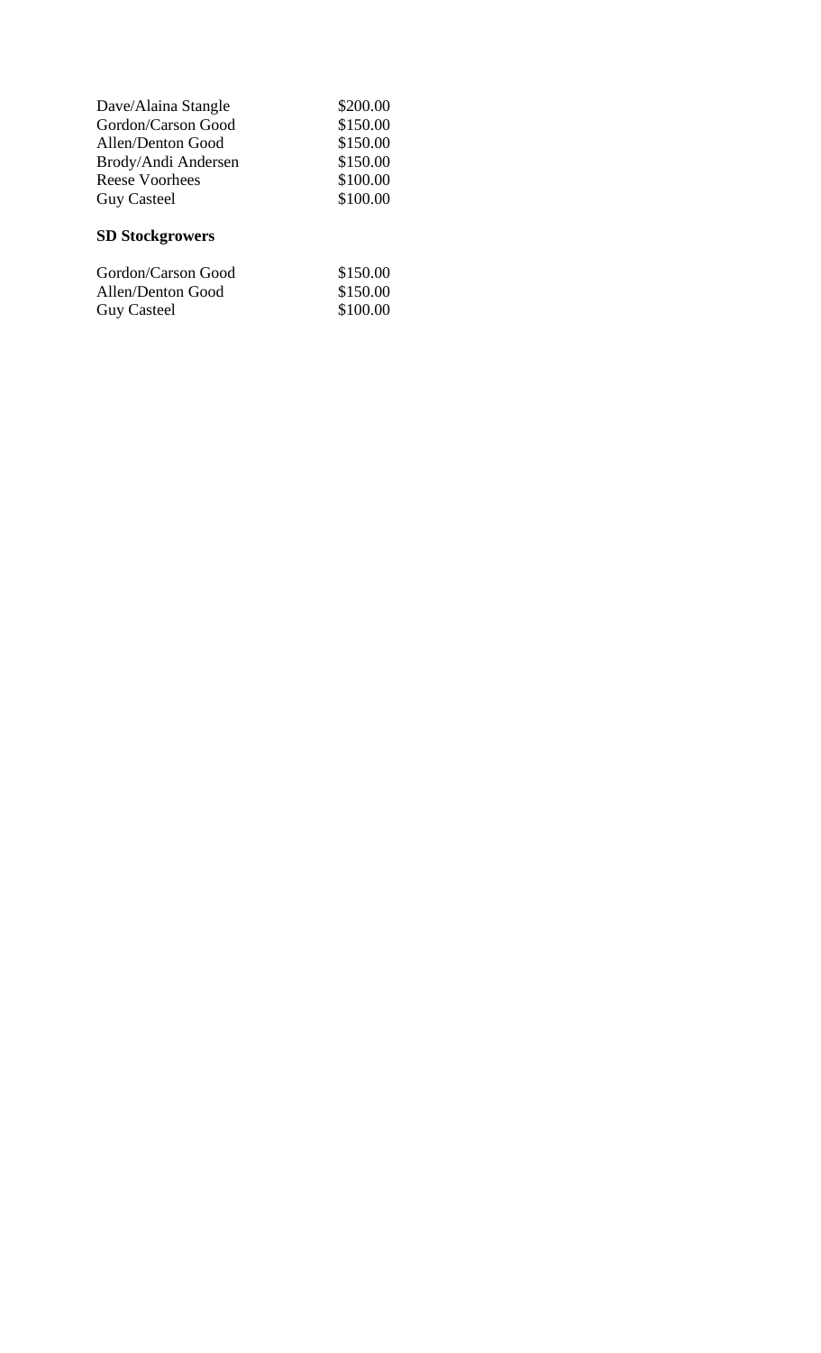| | |
|---|---|
| Dave/Alaina Stangle | $200.00 |
| Gordon/Carson Good | $150.00 |
| Allen/Denton Good | $150.00 |
| Brody/Andi Andersen | $150.00 |
| Reese Voorhees | $100.00 |
| Guy Casteel | $100.00 |

**SD Stockgrowers**

| | |
|---|---|
| Gordon/Carson Good | $150.00 |
| Allen/Denton Good | $150.00 |
| Guy Casteel | $100.00 |